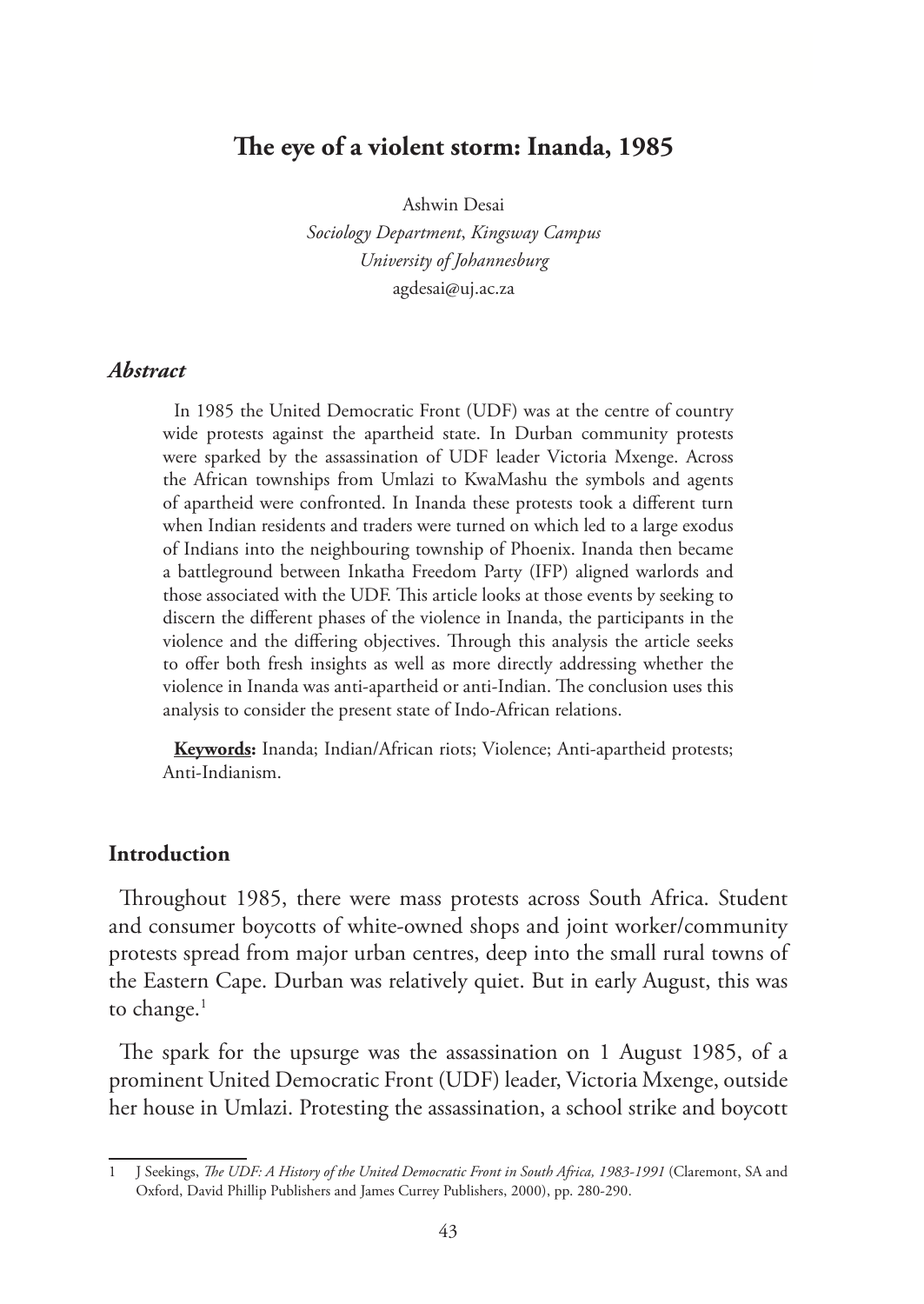# The eye of a violent storm: Inanda, 1985

Ashwin Desai
*Sociology Department*, *Kingsway Campus*
*University of Johannesburg*
agdesai@uj.ac.za

### *Abstract*

In 1985 the United Democratic Front (UDF) was at the centre of country wide protests against the apartheid state. In Durban community protests were sparked by the assassination of UDF leader Victoria Mxenge. Across the African townships from Umlazi to KwaMashu the symbols and agents of apartheid were confronted. In Inanda these protests took a different turn when Indian residents and traders were turned on which led to a large exodus of Indians into the neighbouring township of Phoenix. Inanda then became a battleground between Inkatha Freedom Party (IFP) aligned warlords and those associated with the UDF. This article looks at those events by seeking to discern the different phases of the violence in Inanda, the participants in the violence and the differing objectives. Through this analysis the article seeks to offer both fresh insights as well as more directly addressing whether the violence in Inanda was anti-apartheid or anti-Indian. The conclusion uses this analysis to consider the present state of Indo-African relations.

**Keywords:** Inanda; Indian/African riots; Violence; Anti-apartheid protests; Anti-Indianism.

## Introduction

Throughout 1985, there were mass protests across South Africa. Student and consumer boycotts of white-owned shops and joint worker/community protests spread from major urban centres, deep into the small rural towns of the Eastern Cape. Durban was relatively quiet. But in early August, this was to change.[1]

The spark for the upsurge was the assassination on 1 August 1985, of a prominent United Democratic Front (UDF) leader, Victoria Mxenge, outside her house in Umlazi. Protesting the assassination, a school strike and boycott

---

1 J Seekings, *The UDF: A History of the United Democratic Front in South Africa, 1983-1991* (Claremont, SA and Oxford, David Phillip Publishers and James Currey Publishers, 2000), pp. 280-290.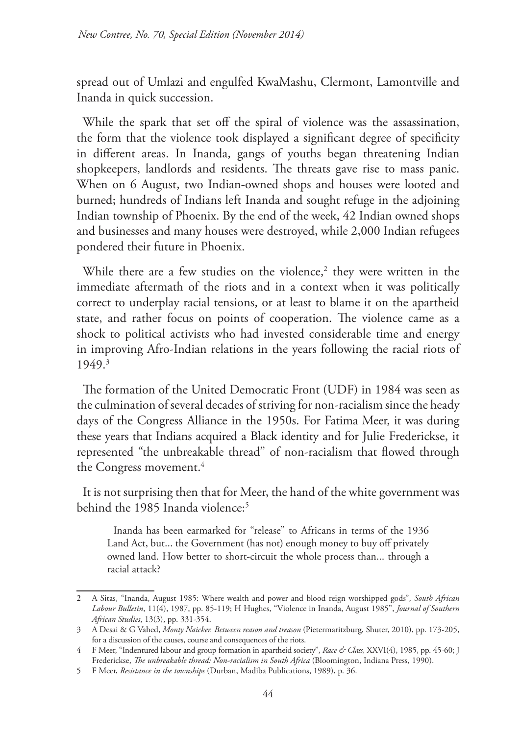spread out of Umlazi and engulfed KwaMashu, Clermont, Lamontville and Inanda in quick succession.

While the spark that set off the spiral of violence was the assassination, the form that the violence took displayed a significant degree of specificity in different areas. In Inanda, gangs of youths began threatening Indian shopkeepers, landlords and residents. The threats gave rise to mass panic. When on 6 August, two Indian-owned shops and houses were looted and burned; hundreds of Indians left Inanda and sought refuge in the adjoining Indian township of Phoenix. By the end of the week, 42 Indian owned shops and businesses and many houses were destroyed, while 2,000 Indian refugees pondered their future in Phoenix.

While there are a few studies on the violence,[2] they were written in the immediate aftermath of the riots and in a context when it was politically correct to underplay racial tensions, or at least to blame it on the apartheid state, and rather focus on points of cooperation. The violence came as a shock to political activists who had invested considerable time and energy in improving Afro-Indian relations in the years following the racial riots of 1949.[3]

The formation of the United Democratic Front (UDF) in 1984 was seen as the culmination of several decades of striving for non-racialism since the heady days of the Congress Alliance in the 1950s. For Fatima Meer, it was during these years that Indians acquired a Black identity and for Julie Frederickse, it represented "the unbreakable thread" of non-racialism that flowed through the Congress movement.[4]

It is not surprising then that for Meer, the hand of the white government was behind the 1985 Inanda violence:[5]

> Inanda has been earmarked for "release" to Africans in terms of the 1936 Land Act, but... the Government (has not) enough money to buy off privately owned land. How better to short-circuit the whole process than... through a racial attack?

---

2 A Sitas, "Inanda, August 1985: Where wealth and power and blood reign worshipped gods", *South African Labour Bulletin*, 11(4), 1987, pp. 85-119; H Hughes, "Violence in Inanda, August 1985", *Journal of Southern African Studies*, 13(3), pp. 331-354.

3 A Desai & G Vahed, *Monty Naicker. Between reason and treason* (Pietermaritzburg, Shuter, 2010), pp. 173-205, for a discussion of the causes, course and consequences of the riots.

4 F Meer, "Indentured labour and group formation in apartheid society", *Race & Class,* XXVI(4), 1985, pp. 45-60; J Frederickse, *The unbreakable thread: Non-racialism in South Africa* (Bloomington, Indiana Press, 1990).

5 F Meer, *Resistance in the townships* (Durban, Madiba Publications, 1989), p. 36.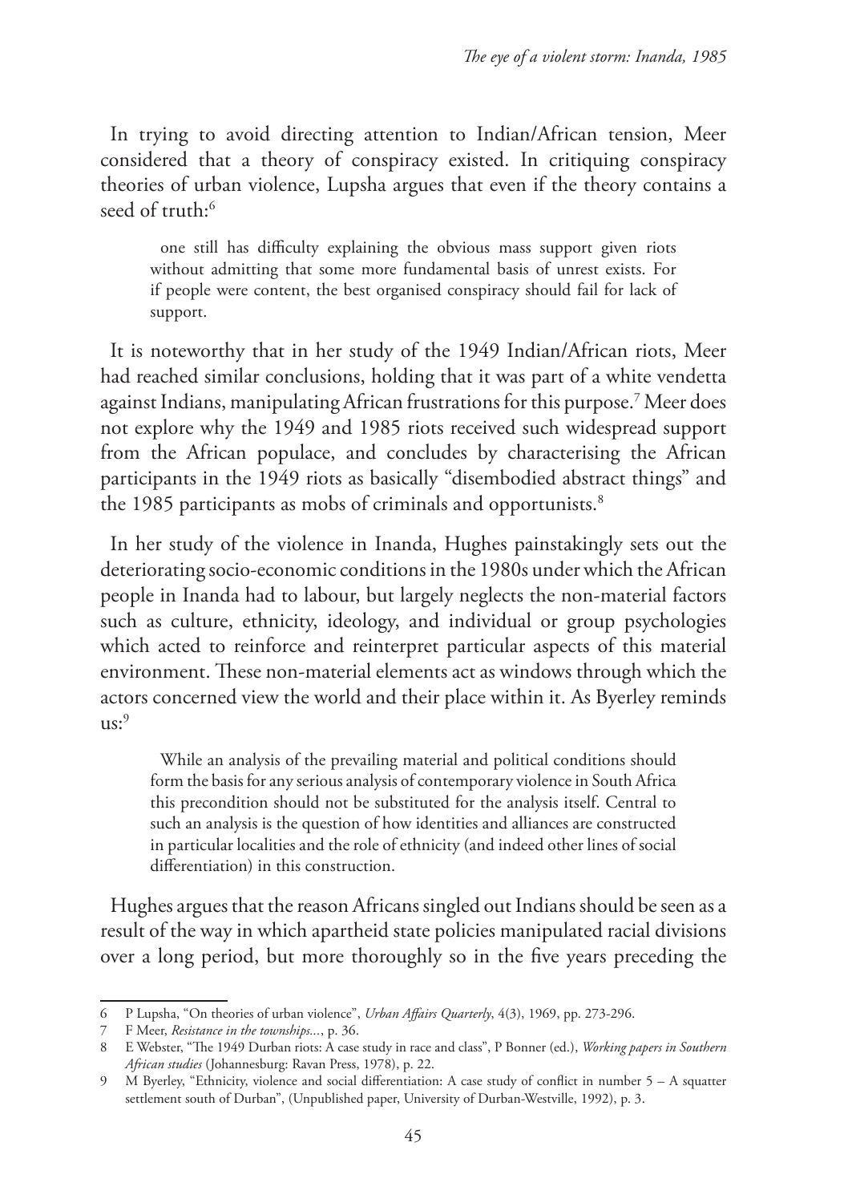In trying to avoid directing attention to Indian/African tension, Meer considered that a theory of conspiracy existed. In critiquing conspiracy theories of urban violence, Lupsha argues that even if the theory contains a seed of truth:[6]

> one still has difficulty explaining the obvious mass support given riots without admitting that some more fundamental basis of unrest exists. For if people were content, the best organised conspiracy should fail for lack of support.

It is noteworthy that in her study of the 1949 Indian/African riots, Meer had reached similar conclusions, holding that it was part of a white vendetta against Indians, manipulating African frustrations for this purpose.[7] Meer does not explore why the 1949 and 1985 riots received such widespread support from the African populace, and concludes by characterising the African participants in the 1949 riots as basically "disembodied abstract things" and the 1985 participants as mobs of criminals and opportunists.[8]

In her study of the violence in Inanda, Hughes painstakingly sets out the deteriorating socio-economic conditions in the 1980s under which the African people in Inanda had to labour, but largely neglects the non-material factors such as culture, ethnicity, ideology, and individual or group psychologies which acted to reinforce and reinterpret particular aspects of this material environment. These non-material elements act as windows through which the actors concerned view the world and their place within it. As Byerley reminds us:[9]

> While an analysis of the prevailing material and political conditions should form the basis for any serious analysis of contemporary violence in South Africa this precondition should not be substituted for the analysis itself. Central to such an analysis is the question of how identities and alliances are constructed in particular localities and the role of ethnicity (and indeed other lines of social differentiation) in this construction.

Hughes argues that the reason Africans singled out Indians should be seen as a result of the way in which apartheid state policies manipulated racial divisions over a long period, but more thoroughly so in the five years preceding the

---

6 P Lupsha, "On theories of urban violence", *Urban Affairs Quarterly*, 4(3), 1969, pp. 273-296.

7 F Meer, *Resistance in the townships...*, p. 36.

8 E Webster, "The 1949 Durban riots: A case study in race and class", P Bonner (ed.), *Working papers in Southern African studies* (Johannesburg: Ravan Press, 1978), p. 22.

9 M Byerley, "Ethnicity, violence and social differentiation: A case study of conflict in number 5 – A squatter settlement south of Durban", (Unpublished paper, University of Durban-Westville, 1992), p. 3.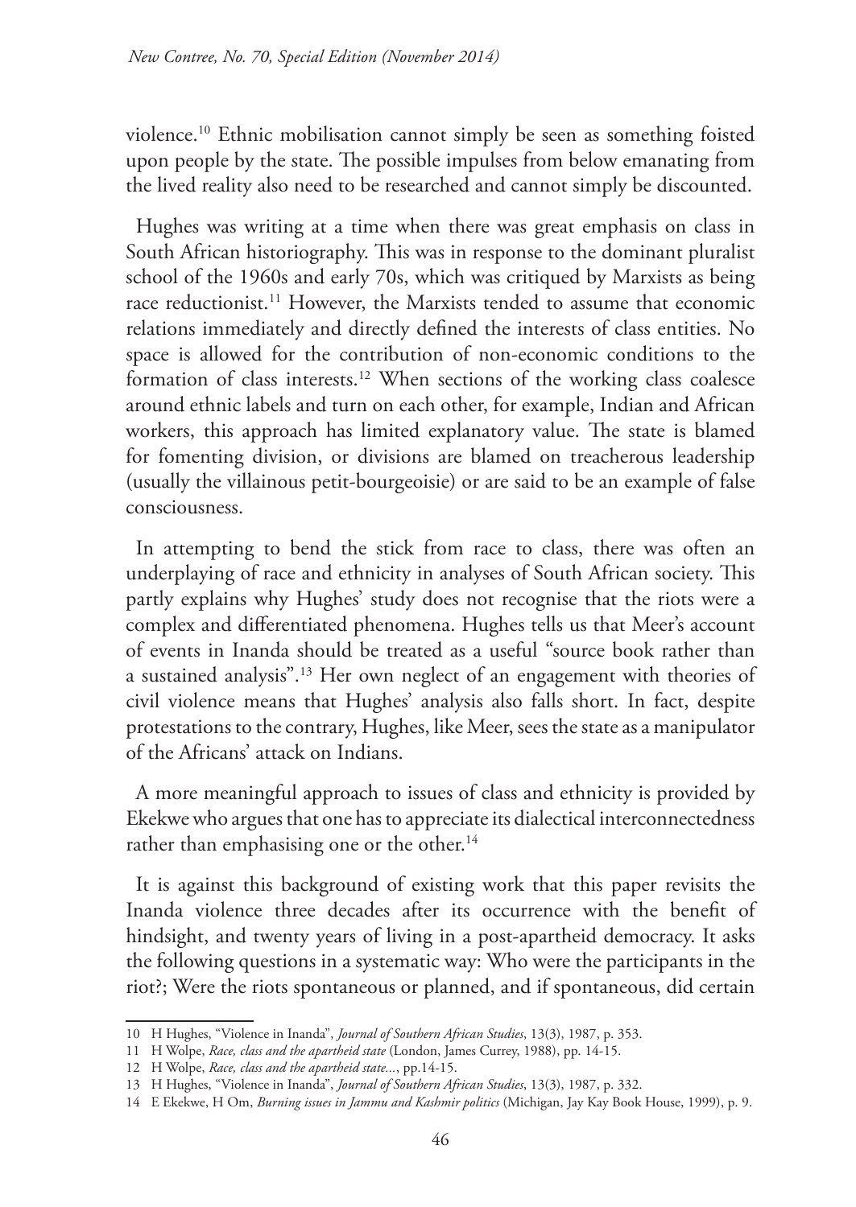violence.[10] Ethnic mobilisation cannot simply be seen as something foisted upon people by the state. The possible impulses from below emanating from the lived reality also need to be researched and cannot simply be discounted.

Hughes was writing at a time when there was great emphasis on class in South African historiography. This was in response to the dominant pluralist school of the 1960s and early 70s, which was critiqued by Marxists as being race reductionist.[11] However, the Marxists tended to assume that economic relations immediately and directly defined the interests of class entities. No space is allowed for the contribution of non-economic conditions to the formation of class interests.[12] When sections of the working class coalesce around ethnic labels and turn on each other, for example, Indian and African workers, this approach has limited explanatory value. The state is blamed for fomenting division, or divisions are blamed on treacherous leadership (usually the villainous petit-bourgeoisie) or are said to be an example of false consciousness.

In attempting to bend the stick from race to class, there was often an underplaying of race and ethnicity in analyses of South African society. This partly explains why Hughes' study does not recognise that the riots were a complex and differentiated phenomena. Hughes tells us that Meer's account of events in Inanda should be treated as a useful "source book rather than a sustained analysis".[13] Her own neglect of an engagement with theories of civil violence means that Hughes' analysis also falls short. In fact, despite protestations to the contrary, Hughes, like Meer, sees the state as a manipulator of the Africans' attack on Indians.

A more meaningful approach to issues of class and ethnicity is provided by Ekekwe who argues that one has to appreciate its dialectical interconnectedness rather than emphasising one or the other.[14]

It is against this background of existing work that this paper revisits the Inanda violence three decades after its occurrence with the benefit of hindsight, and twenty years of living in a post-apartheid democracy. It asks the following questions in a systematic way: Who were the participants in the riot?; Were the riots spontaneous or planned, and if spontaneous, did certain

---

10 H Hughes, "Violence in Inanda", *Journal of Southern African Studies*, 13(3), 1987, p. 353.

11 H Wolpe, *Race, class and the apartheid state* (London, James Currey, 1988), pp. 14-15.

12 H Wolpe, *Race, class and the apartheid state...*, pp.14-15.

13 H Hughes, "Violence in Inanda", *Journal of Southern African Studies*, 13(3), 1987, p. 332.

14 E Ekekwe, H Om, *Burning issues in Jammu and Kashmir politics* (Michigan, Jay Kay Book House, 1999), p. 9.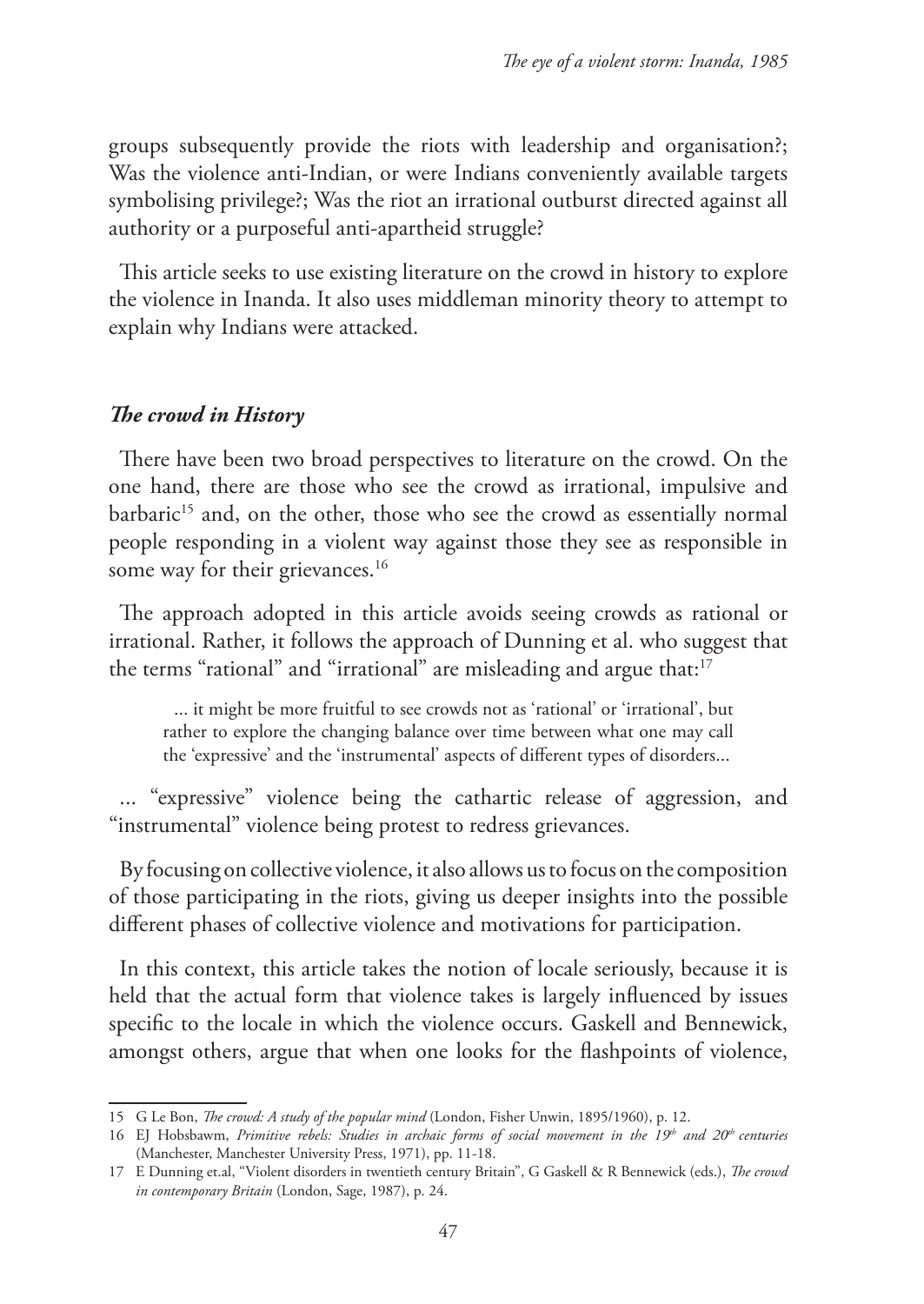groups subsequently provide the riots with leadership and organisation?; Was the violence anti-Indian, or were Indians conveniently available targets symbolising privilege?; Was the riot an irrational outburst directed against all authority or a purposeful anti-apartheid struggle?

This article seeks to use existing literature on the crowd in history to explore the violence in Inanda. It also uses middleman minority theory to attempt to explain why Indians were attacked.

## *The crowd in History*

There have been two broad perspectives to literature on the crowd. On the one hand, there are those who see the crowd as irrational, impulsive and barbaric[15] and, on the other, those who see the crowd as essentially normal people responding in a violent way against those they see as responsible in some way for their grievances.[16]

The approach adopted in this article avoids seeing crowds as rational or irrational. Rather, it follows the approach of Dunning et al. who suggest that the terms "rational" and "irrational" are misleading and argue that:[17]

> ... it might be more fruitful to see crowds not as 'rational' or 'irrational', but rather to explore the changing balance over time between what one may call the 'expressive' and the 'instrumental' aspects of different types of disorders...

... "expressive" violence being the cathartic release of aggression, and "instrumental" violence being protest to redress grievances.

By focusing on collective violence, it also allows us to focus on the composition of those participating in the riots, giving us deeper insights into the possible different phases of collective violence and motivations for participation.

In this context, this article takes the notion of locale seriously, because it is held that the actual form that violence takes is largely influenced by issues specific to the locale in which the violence occurs. Gaskell and Bennewick, amongst others, argue that when one looks for the flashpoints of violence,

---

15 G Le Bon, *The crowd: A study of the popular mind* (London, Fisher Unwin, 1895/1960), p. 12.

16 EJ Hobsbawm, *Primitive rebels: Studies in archaic forms of social movement in the 19th and 20th centuries* (Manchester, Manchester University Press, 1971), pp. 11-18.

17 E Dunning et.al, "Violent disorders in twentieth century Britain", G Gaskell & R Bennewick (eds.), *The crowd in contemporary Britain* (London, Sage, 1987), p. 24.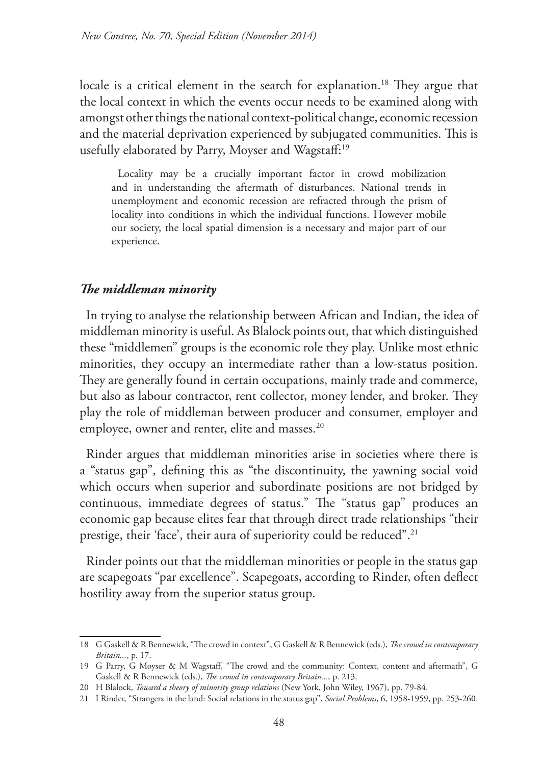locale is a critical element in the search for explanation.[18] They argue that the local context in which the events occur needs to be examined along with amongst other things the national context-political change, economic recession and the material deprivation experienced by subjugated communities. This is usefully elaborated by Parry, Moyser and Wagstaff:[19]

> Locality may be a crucially important factor in crowd mobilization and in understanding the aftermath of disturbances. National trends in unemployment and economic recession are refracted through the prism of locality into conditions in which the individual functions. However mobile our society, the local spatial dimension is a necessary and major part of our experience.

### *The middleman minority*

In trying to analyse the relationship between African and Indian, the idea of middleman minority is useful. As Blalock points out, that which distinguished these "middlemen" groups is the economic role they play. Unlike most ethnic minorities, they occupy an intermediate rather than a low-status position. They are generally found in certain occupations, mainly trade and commerce, but also as labour contractor, rent collector, money lender, and broker. They play the role of middleman between producer and consumer, employer and employee, owner and renter, elite and masses.[20]

Rinder argues that middleman minorities arise in societies where there is a "status gap", defining this as "the discontinuity, the yawning social void which occurs when superior and subordinate positions are not bridged by continuous, immediate degrees of status." The "status gap" produces an economic gap because elites fear that through direct trade relationships "their prestige, their 'face', their aura of superiority could be reduced".[21]

Rinder points out that the middleman minorities or people in the status gap are scapegoats "par excellence". Scapegoats, according to Rinder, often deflect hostility away from the superior status group.

---

18 G Gaskell & R Bennewick, "The crowd in context", G Gaskell & R Bennewick (eds.), *The crowd in contemporary Britain...*, p. 17.

19 G Parry, G Moyser & M Wagstaff, "The crowd and the community: Context, content and aftermath", G Gaskell & R Bennewick (eds.), *The crowd in contemporary Britain...*, p. 213.

20 H Blalock, *Toward a theory of minority group relations* (New York, John Wiley, 1967), pp. 79-84.

21 I Rinder, "Strangers in the land: Social relations in the status gap", *Social Problems*, 6, 1958-1959, pp. 253-260.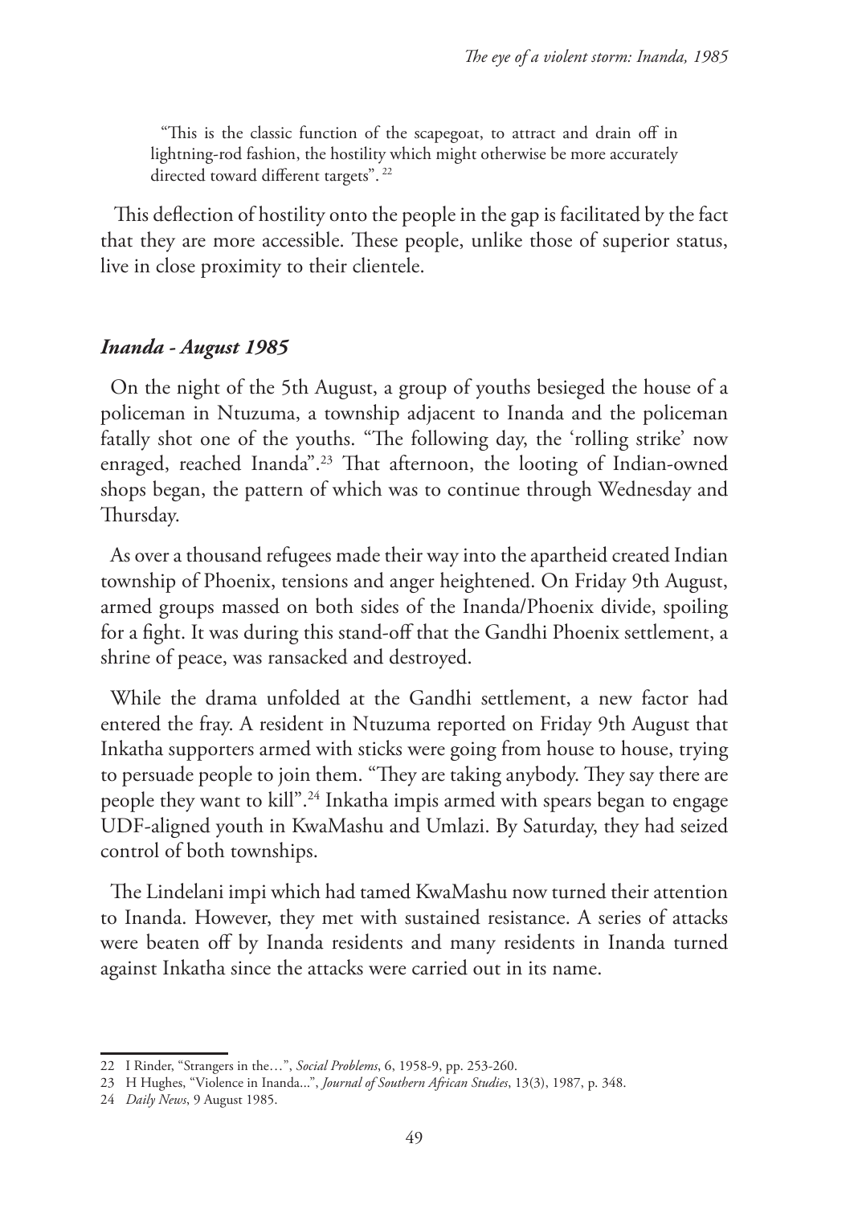> "This is the classic function of the scapegoat, to attract and drain off in lightning-rod fashion, the hostility which might otherwise be more accurately directed toward different targets". [22]

This deflection of hostility onto the people in the gap is facilitated by the fact that they are more accessible. These people, unlike those of superior status, live in close proximity to their clientele.

### *Inanda - August 1985*

On the night of the 5th August, a group of youths besieged the house of a policeman in Ntuzuma, a township adjacent to Inanda and the policeman fatally shot one of the youths. "The following day, the 'rolling strike' now enraged, reached Inanda".[23] That afternoon, the looting of Indian-owned shops began, the pattern of which was to continue through Wednesday and Thursday.

As over a thousand refugees made their way into the apartheid created Indian township of Phoenix, tensions and anger heightened. On Friday 9th August, armed groups massed on both sides of the Inanda/Phoenix divide, spoiling for a fight. It was during this stand-off that the Gandhi Phoenix settlement, a shrine of peace, was ransacked and destroyed.

While the drama unfolded at the Gandhi settlement, a new factor had entered the fray. A resident in Ntuzuma reported on Friday 9th August that Inkatha supporters armed with sticks were going from house to house, trying to persuade people to join them. "They are taking anybody. They say there are people they want to kill".[24] Inkatha impis armed with spears began to engage UDF-aligned youth in KwaMashu and Umlazi. By Saturday, they had seized control of both townships.

The Lindelani impi which had tamed KwaMashu now turned their attention to Inanda. However, they met with sustained resistance. A series of attacks were beaten off by Inanda residents and many residents in Inanda turned against Inkatha since the attacks were carried out in its name.

---

22 I Rinder, "Strangers in the…", *Social Problems*, 6, 1958-9, pp. 253-260.

23 H Hughes, "Violence in Inanda...", *Journal of Southern African Studies*, 13(3), 1987, p. 348.

24 *Daily News*, 9 August 1985.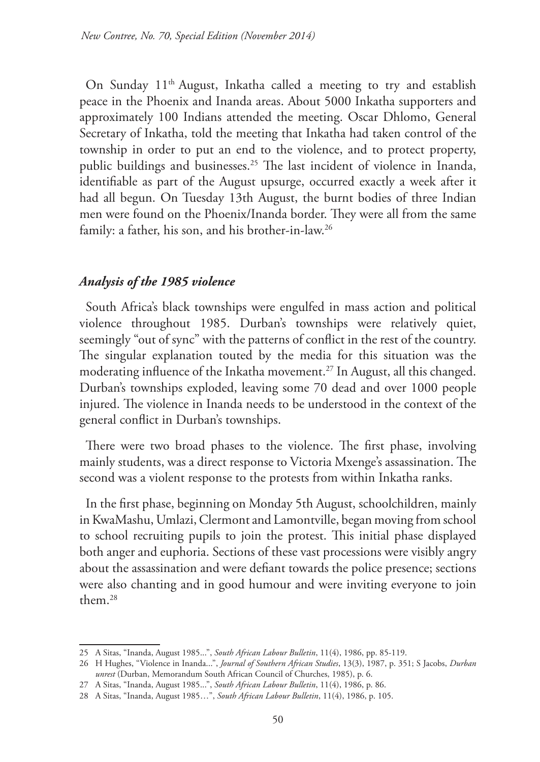On Sunday 11th August, Inkatha called a meeting to try and establish peace in the Phoenix and Inanda areas. About 5000 Inkatha supporters and approximately 100 Indians attended the meeting. Oscar Dhlomo, General Secretary of Inkatha, told the meeting that Inkatha had taken control of the township in order to put an end to the violence, and to protect property, public buildings and businesses.[25] The last incident of violence in Inanda, identifiable as part of the August upsurge, occurred exactly a week after it had all begun. On Tuesday 13th August, the burnt bodies of three Indian men were found on the Phoenix/Inanda border. They were all from the same family: a father, his son, and his brother-in-law.[26]

## *Analysis of the 1985 violence*

South Africa's black townships were engulfed in mass action and political violence throughout 1985. Durban's townships were relatively quiet, seemingly "out of sync" with the patterns of conflict in the rest of the country. The singular explanation touted by the media for this situation was the moderating influence of the Inkatha movement.[27] In August, all this changed. Durban's townships exploded, leaving some 70 dead and over 1000 people injured. The violence in Inanda needs to be understood in the context of the general conflict in Durban's townships.

There were two broad phases to the violence. The first phase, involving mainly students, was a direct response to Victoria Mxenge's assassination. The second was a violent response to the protests from within Inkatha ranks.

In the first phase, beginning on Monday 5th August, schoolchildren, mainly in KwaMashu, Umlazi, Clermont and Lamontville, began moving from school to school recruiting pupils to join the protest. This initial phase displayed both anger and euphoria. Sections of these vast processions were visibly angry about the assassination and were defiant towards the police presence; sections were also chanting and in good humour and were inviting everyone to join them.[28]

---

25 A Sitas, "Inanda, August 1985...", *South African Labour Bulletin*, 11(4), 1986, pp. 85-119.

26 H Hughes, "Violence in Inanda...", *Journal of Southern African Studies*, 13(3), 1987, p. 351; S Jacobs, *Durban unrest* (Durban, Memorandum South African Council of Churches, 1985), p. 6.

27 A Sitas, "Inanda, August 1985...", *South African Labour Bulletin*, 11(4), 1986, p. 86.

28 A Sitas, "Inanda, August 1985…", *South African Labour Bulletin*, 11(4), 1986, p. 105.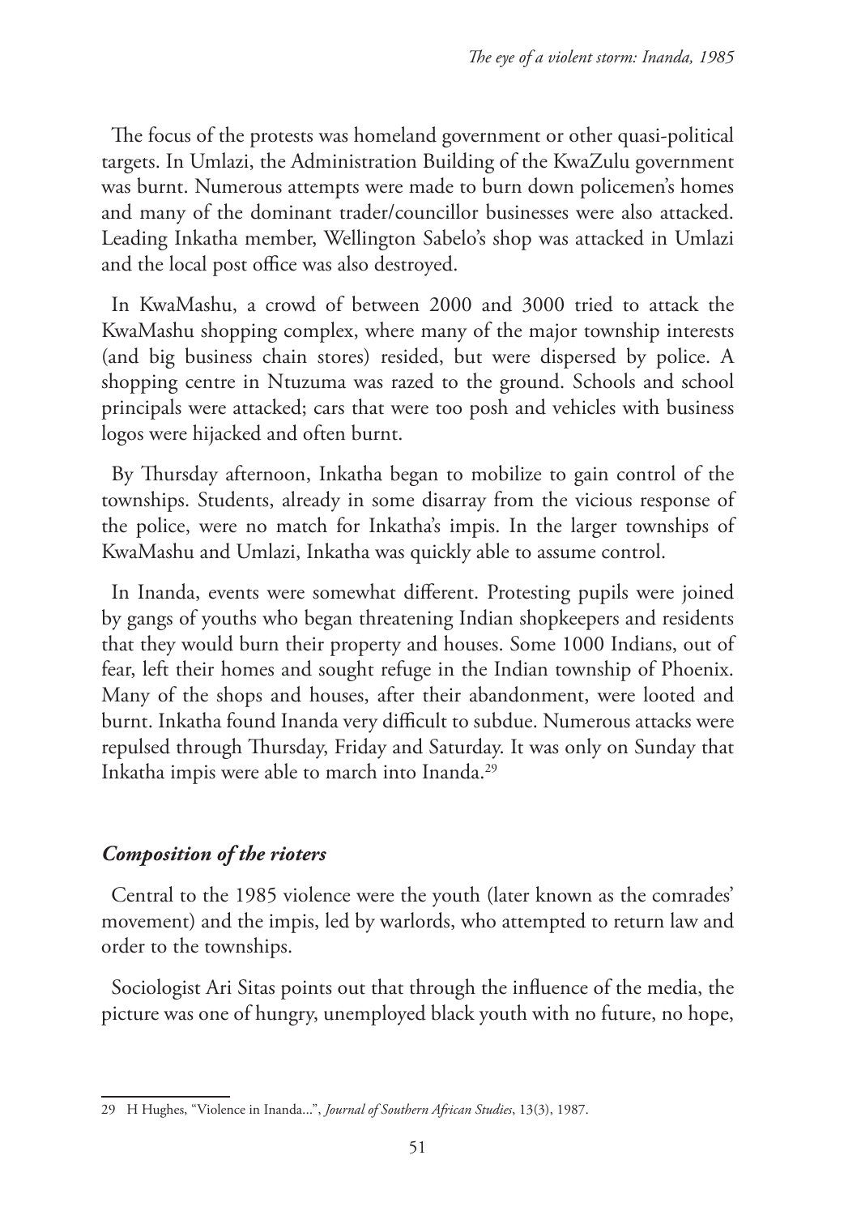The focus of the protests was homeland government or other quasi-political targets. In Umlazi, the Administration Building of the KwaZulu government was burnt. Numerous attempts were made to burn down policemen's homes and many of the dominant trader/councillor businesses were also attacked. Leading Inkatha member, Wellington Sabelo's shop was attacked in Umlazi and the local post office was also destroyed.

In KwaMashu, a crowd of between 2000 and 3000 tried to attack the KwaMashu shopping complex, where many of the major township interests (and big business chain stores) resided, but were dispersed by police. A shopping centre in Ntuzuma was razed to the ground. Schools and school principals were attacked; cars that were too posh and vehicles with business logos were hijacked and often burnt.

By Thursday afternoon, Inkatha began to mobilize to gain control of the townships. Students, already in some disarray from the vicious response of the police, were no match for Inkatha's impis. In the larger townships of KwaMashu and Umlazi, Inkatha was quickly able to assume control.

In Inanda, events were somewhat different. Protesting pupils were joined by gangs of youths who began threatening Indian shopkeepers and residents that they would burn their property and houses. Some 1000 Indians, out of fear, left their homes and sought refuge in the Indian township of Phoenix. Many of the shops and houses, after their abandonment, were looted and burnt. Inkatha found Inanda very difficult to subdue. Numerous attacks were repulsed through Thursday, Friday and Saturday. It was only on Sunday that Inkatha impis were able to march into Inanda.[29]

### *Composition of the rioters*

Central to the 1985 violence were the youth (later known as the comrades' movement) and the impis, led by warlords, who attempted to return law and order to the townships.

Sociologist Ari Sitas points out that through the influence of the media, the picture was one of hungry, unemployed black youth with no future, no hope,

---

29 H Hughes, "Violence in Inanda...", *Journal of Southern African Studies*, 13(3), 1987.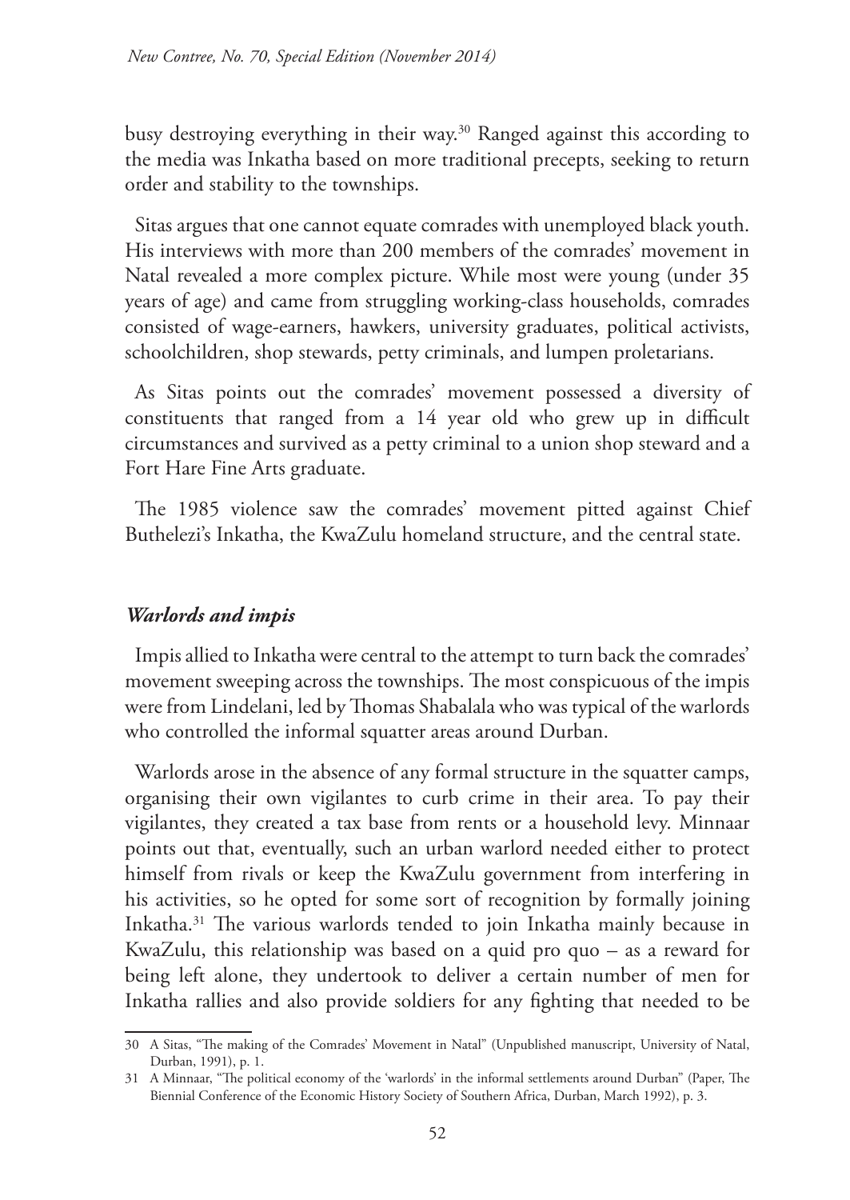busy destroying everything in their way.[30] Ranged against this according to the media was Inkatha based on more traditional precepts, seeking to return order and stability to the townships.

Sitas argues that one cannot equate comrades with unemployed black youth. His interviews with more than 200 members of the comrades' movement in Natal revealed a more complex picture. While most were young (under 35 years of age) and came from struggling working-class households, comrades consisted of wage-earners, hawkers, university graduates, political activists, schoolchildren, shop stewards, petty criminals, and lumpen proletarians.

As Sitas points out the comrades' movement possessed a diversity of constituents that ranged from a 14 year old who grew up in difficult circumstances and survived as a petty criminal to a union shop steward and a Fort Hare Fine Arts graduate.

The 1985 violence saw the comrades' movement pitted against Chief Buthelezi's Inkatha, the KwaZulu homeland structure, and the central state.

### *Warlords and impis*

Impis allied to Inkatha were central to the attempt to turn back the comrades' movement sweeping across the townships. The most conspicuous of the impis were from Lindelani, led by Thomas Shabalala who was typical of the warlords who controlled the informal squatter areas around Durban.

Warlords arose in the absence of any formal structure in the squatter camps, organising their own vigilantes to curb crime in their area. To pay their vigilantes, they created a tax base from rents or a household levy. Minnaar points out that, eventually, such an urban warlord needed either to protect himself from rivals or keep the KwaZulu government from interfering in his activities, so he opted for some sort of recognition by formally joining Inkatha.[31] The various warlords tended to join Inkatha mainly because in KwaZulu, this relationship was based on a quid pro quo – as a reward for being left alone, they undertook to deliver a certain number of men for Inkatha rallies and also provide soldiers for any fighting that needed to be

---

30 A Sitas, "The making of the Comrades' Movement in Natal" (Unpublished manuscript, University of Natal, Durban, 1991), p. 1.

31 A Minnaar, "The political economy of the 'warlords' in the informal settlements around Durban" (Paper, The Biennial Conference of the Economic History Society of Southern Africa, Durban, March 1992), p. 3.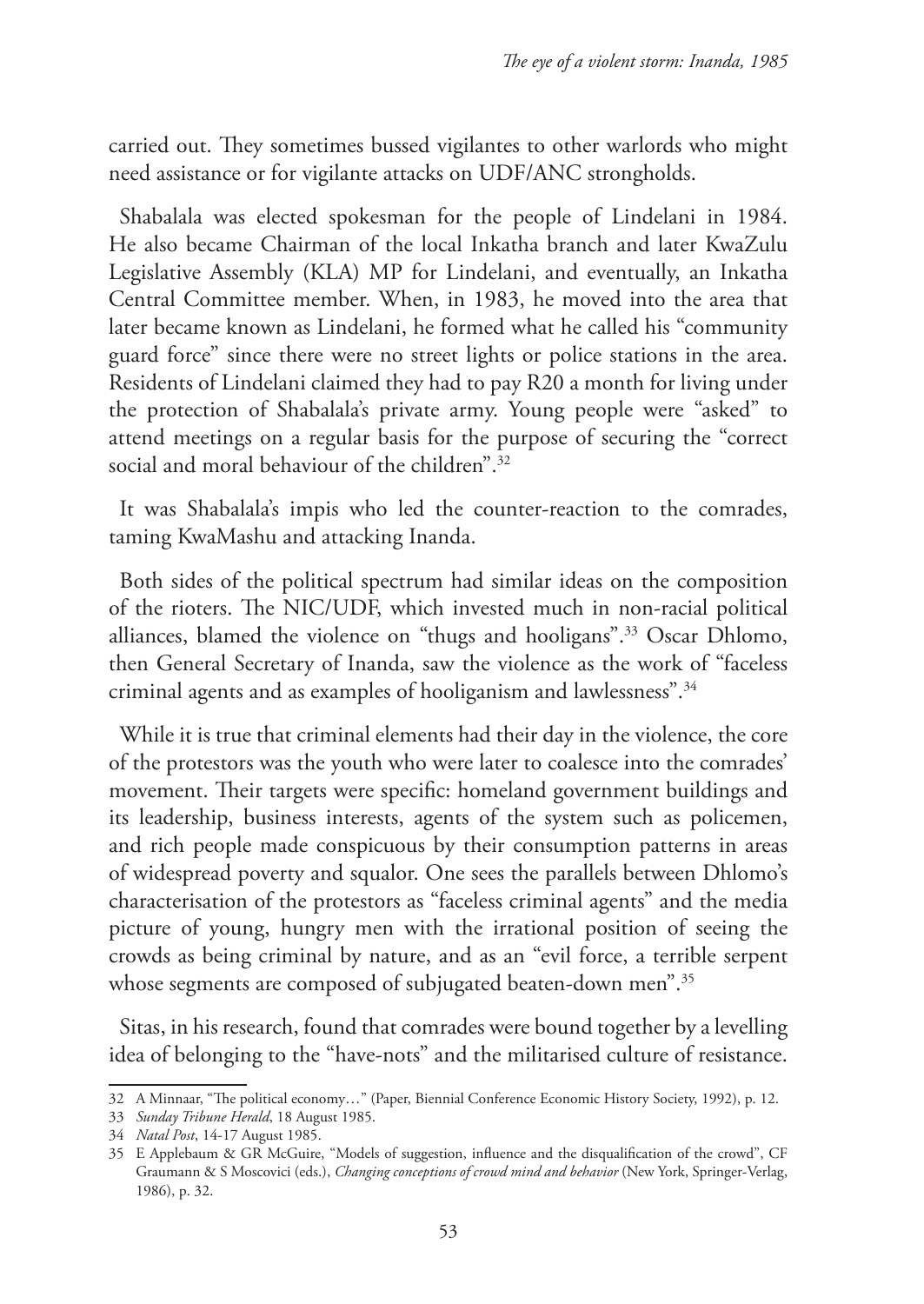carried out. They sometimes bussed vigilantes to other warlords who might need assistance or for vigilante attacks on UDF/ANC strongholds.

Shabalala was elected spokesman for the people of Lindelani in 1984. He also became Chairman of the local Inkatha branch and later KwaZulu Legislative Assembly (KLA) MP for Lindelani, and eventually, an Inkatha Central Committee member. When, in 1983, he moved into the area that later became known as Lindelani, he formed what he called his "community guard force" since there were no street lights or police stations in the area. Residents of Lindelani claimed they had to pay R20 a month for living under the protection of Shabalala's private army. Young people were "asked" to attend meetings on a regular basis for the purpose of securing the "correct social and moral behaviour of the children".[32]

It was Shabalala's impis who led the counter-reaction to the comrades, taming KwaMashu and attacking Inanda.

Both sides of the political spectrum had similar ideas on the composition of the rioters. The NIC/UDF, which invested much in non-racial political alliances, blamed the violence on "thugs and hooligans".[33] Oscar Dhlomo, then General Secretary of Inanda, saw the violence as the work of "faceless criminal agents and as examples of hooliganism and lawlessness".[34]

While it is true that criminal elements had their day in the violence, the core of the protestors was the youth who were later to coalesce into the comrades' movement. Their targets were specific: homeland government buildings and its leadership, business interests, agents of the system such as policemen, and rich people made conspicuous by their consumption patterns in areas of widespread poverty and squalor. One sees the parallels between Dhlomo's characterisation of the protestors as "faceless criminal agents" and the media picture of young, hungry men with the irrational position of seeing the crowds as being criminal by nature, and as an "evil force, a terrible serpent whose segments are composed of subjugated beaten-down men".[35]

Sitas, in his research, found that comrades were bound together by a levelling idea of belonging to the "have-nots" and the militarised culture of resistance.

---

32 A Minnaar, "The political economy…" (Paper, Biennial Conference Economic History Society, 1992), p. 12.

33 *Sunday Tribune Herald*, 18 August 1985.

34 *Natal Post*, 14-17 August 1985.

35 E Applebaum & GR McGuire, "Models of suggestion, influence and the disqualification of the crowd", CF Graumann & S Moscovici (eds.), *Changing conceptions of crowd mind and behavior* (New York, Springer-Verlag, 1986), p. 32.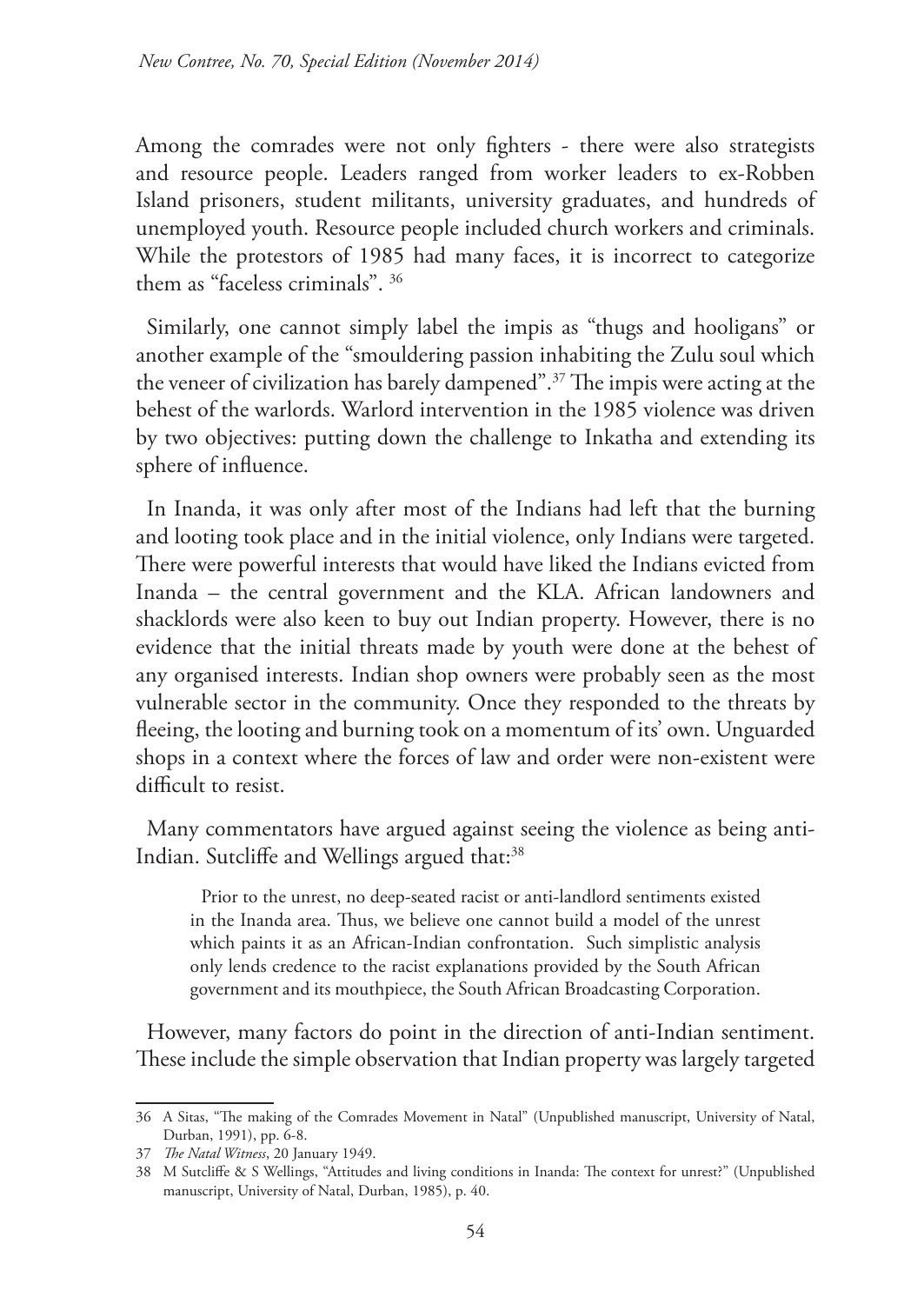Among the comrades were not only fighters - there were also strategists and resource people. Leaders ranged from worker leaders to ex-Robben Island prisoners, student militants, university graduates, and hundreds of unemployed youth. Resource people included church workers and criminals. While the protestors of 1985 had many faces, it is incorrect to categorize them as "faceless criminals". [36]

Similarly, one cannot simply label the impis as "thugs and hooligans" or another example of the "smouldering passion inhabiting the Zulu soul which the veneer of civilization has barely dampened".[37] The impis were acting at the behest of the warlords. Warlord intervention in the 1985 violence was driven by two objectives: putting down the challenge to Inkatha and extending its sphere of influence.

In Inanda, it was only after most of the Indians had left that the burning and looting took place and in the initial violence, only Indians were targeted. There were powerful interests that would have liked the Indians evicted from Inanda – the central government and the KLA. African landowners and shacklords were also keen to buy out Indian property. However, there is no evidence that the initial threats made by youth were done at the behest of any organised interests. Indian shop owners were probably seen as the most vulnerable sector in the community. Once they responded to the threats by fleeing, the looting and burning took on a momentum of its' own. Unguarded shops in a context where the forces of law and order were non-existent were difficult to resist.

Many commentators have argued against seeing the violence as being anti-Indian. Sutcliffe and Wellings argued that:[38]

> Prior to the unrest, no deep-seated racist or anti-landlord sentiments existed in the Inanda area. Thus, we believe one cannot build a model of the unrest which paints it as an African-Indian confrontation. Such simplistic analysis only lends credence to the racist explanations provided by the South African government and its mouthpiece, the South African Broadcasting Corporation.

However, many factors do point in the direction of anti-Indian sentiment. These include the simple observation that Indian property was largely targeted

---

36 A Sitas, "The making of the Comrades Movement in Natal" (Unpublished manuscript, University of Natal, Durban, 1991), pp. 6-8.

37 *The Natal Witness*, 20 January 1949.

38 M Sutcliffe & S Wellings, "Attitudes and living conditions in Inanda: The context for unrest?" (Unpublished manuscript, University of Natal, Durban, 1985), p. 40.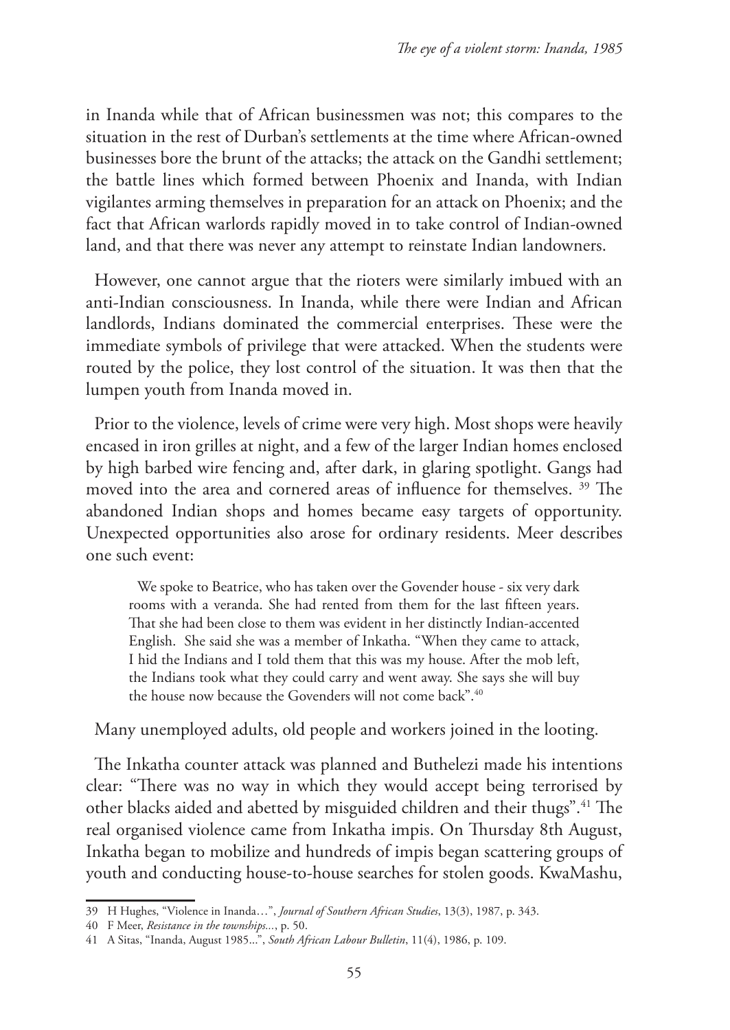in Inanda while that of African businessmen was not; this compares to the situation in the rest of Durban's settlements at the time where African-owned businesses bore the brunt of the attacks; the attack on the Gandhi settlement; the battle lines which formed between Phoenix and Inanda, with Indian vigilantes arming themselves in preparation for an attack on Phoenix; and the fact that African warlords rapidly moved in to take control of Indian-owned land, and that there was never any attempt to reinstate Indian landowners.

However, one cannot argue that the rioters were similarly imbued with an anti-Indian consciousness. In Inanda, while there were Indian and African landlords, Indians dominated the commercial enterprises. These were the immediate symbols of privilege that were attacked. When the students were routed by the police, they lost control of the situation. It was then that the lumpen youth from Inanda moved in.

Prior to the violence, levels of crime were very high. Most shops were heavily encased in iron grilles at night, and a few of the larger Indian homes enclosed by high barbed wire fencing and, after dark, in glaring spotlight. Gangs had moved into the area and cornered areas of influence for themselves. [39] The abandoned Indian shops and homes became easy targets of opportunity. Unexpected opportunities also arose for ordinary residents. Meer describes one such event:

> We spoke to Beatrice, who has taken over the Govender house - six very dark rooms with a veranda. She had rented from them for the last fifteen years. That she had been close to them was evident in her distinctly Indian-accented English. She said she was a member of Inkatha. "When they came to attack, I hid the Indians and I told them that this was my house. After the mob left, the Indians took what they could carry and went away. She says she will buy the house now because the Govenders will not come back".[40]

Many unemployed adults, old people and workers joined in the looting.

The Inkatha counter attack was planned and Buthelezi made his intentions clear: "There was no way in which they would accept being terrorised by other blacks aided and abetted by misguided children and their thugs".[41] The real organised violence came from Inkatha impis. On Thursday 8th August, Inkatha began to mobilize and hundreds of impis began scattering groups of youth and conducting house-to-house searches for stolen goods. KwaMashu,

---

39 H Hughes, "Violence in Inanda…", *Journal of Southern African Studies*, 13(3), 1987, p. 343.

40 F Meer, *Resistance in the townships...*, p. 50.

41 A Sitas, "Inanda, August 1985...", *South African Labour Bulletin*, 11(4), 1986, p. 109.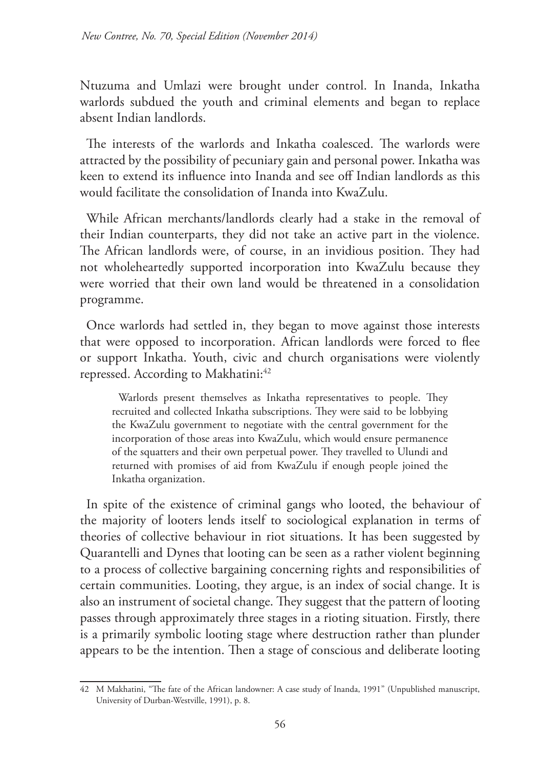Ntuzuma and Umlazi were brought under control. In Inanda, Inkatha warlords subdued the youth and criminal elements and began to replace absent Indian landlords.

The interests of the warlords and Inkatha coalesced. The warlords were attracted by the possibility of pecuniary gain and personal power. Inkatha was keen to extend its influence into Inanda and see off Indian landlords as this would facilitate the consolidation of Inanda into KwaZulu.

While African merchants/landlords clearly had a stake in the removal of their Indian counterparts, they did not take an active part in the violence. The African landlords were, of course, in an invidious position. They had not wholeheartedly supported incorporation into KwaZulu because they were worried that their own land would be threatened in a consolidation programme.

Once warlords had settled in, they began to move against those interests that were opposed to incorporation. African landlords were forced to flee or support Inkatha. Youth, civic and church organisations were violently repressed. According to Makhatini:[42]

> Warlords present themselves as Inkatha representatives to people. They recruited and collected Inkatha subscriptions. They were said to be lobbying the KwaZulu government to negotiate with the central government for the incorporation of those areas into KwaZulu, which would ensure permanence of the squatters and their own perpetual power. They travelled to Ulundi and returned with promises of aid from KwaZulu if enough people joined the Inkatha organization.

In spite of the existence of criminal gangs who looted, the behaviour of the majority of looters lends itself to sociological explanation in terms of theories of collective behaviour in riot situations. It has been suggested by Quarantelli and Dynes that looting can be seen as a rather violent beginning to a process of collective bargaining concerning rights and responsibilities of certain communities. Looting, they argue, is an index of social change. It is also an instrument of societal change. They suggest that the pattern of looting passes through approximately three stages in a rioting situation. Firstly, there is a primarily symbolic looting stage where destruction rather than plunder appears to be the intention. Then a stage of conscious and deliberate looting

---

42 M Makhatini, "The fate of the African landowner: A case study of Inanda, 1991" (Unpublished manuscript, University of Durban-Westville, 1991), p. 8.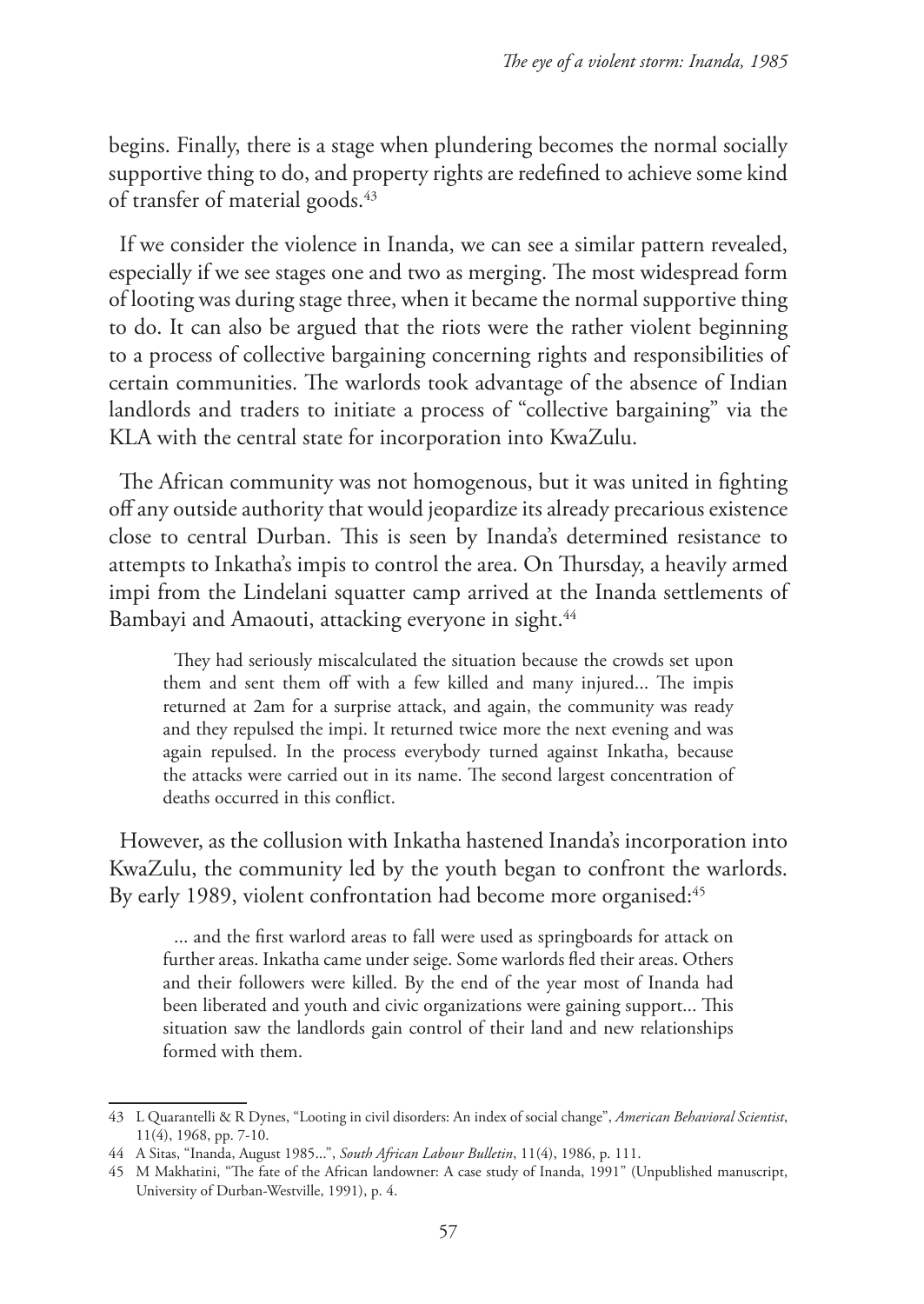begins. Finally, there is a stage when plundering becomes the normal socially supportive thing to do, and property rights are redefined to achieve some kind of transfer of material goods.[43]

If we consider the violence in Inanda, we can see a similar pattern revealed, especially if we see stages one and two as merging. The most widespread form of looting was during stage three, when it became the normal supportive thing to do. It can also be argued that the riots were the rather violent beginning to a process of collective bargaining concerning rights and responsibilities of certain communities. The warlords took advantage of the absence of Indian landlords and traders to initiate a process of "collective bargaining" via the KLA with the central state for incorporation into KwaZulu.

The African community was not homogenous, but it was united in fighting off any outside authority that would jeopardize its already precarious existence close to central Durban. This is seen by Inanda's determined resistance to attempts to Inkatha's impis to control the area. On Thursday, a heavily armed impi from the Lindelani squatter camp arrived at the Inanda settlements of Bambayi and Amaouti, attacking everyone in sight.[44]

> They had seriously miscalculated the situation because the crowds set upon them and sent them off with a few killed and many injured... The impis returned at 2am for a surprise attack, and again, the community was ready and they repulsed the impi. It returned twice more the next evening and was again repulsed. In the process everybody turned against Inkatha, because the attacks were carried out in its name. The second largest concentration of deaths occurred in this conflict.

However, as the collusion with Inkatha hastened Inanda's incorporation into KwaZulu, the community led by the youth began to confront the warlords. By early 1989, violent confrontation had become more organised:[45]

> ... and the first warlord areas to fall were used as springboards for attack on further areas. Inkatha came under seige. Some warlords fled their areas. Others and their followers were killed. By the end of the year most of Inanda had been liberated and youth and civic organizations were gaining support... This situation saw the landlords gain control of their land and new relationships formed with them.

---

43 L Quarantelli & R Dynes, "Looting in civil disorders: An index of social change", *American Behavioral Scientist*, 11(4), 1968, pp. 7-10.

44 A Sitas, "Inanda, August 1985...", *South African Labour Bulletin*, 11(4), 1986, p. 111.

45 M Makhatini, "The fate of the African landowner: A case study of Inanda, 1991" (Unpublished manuscript, University of Durban-Westville, 1991), p. 4.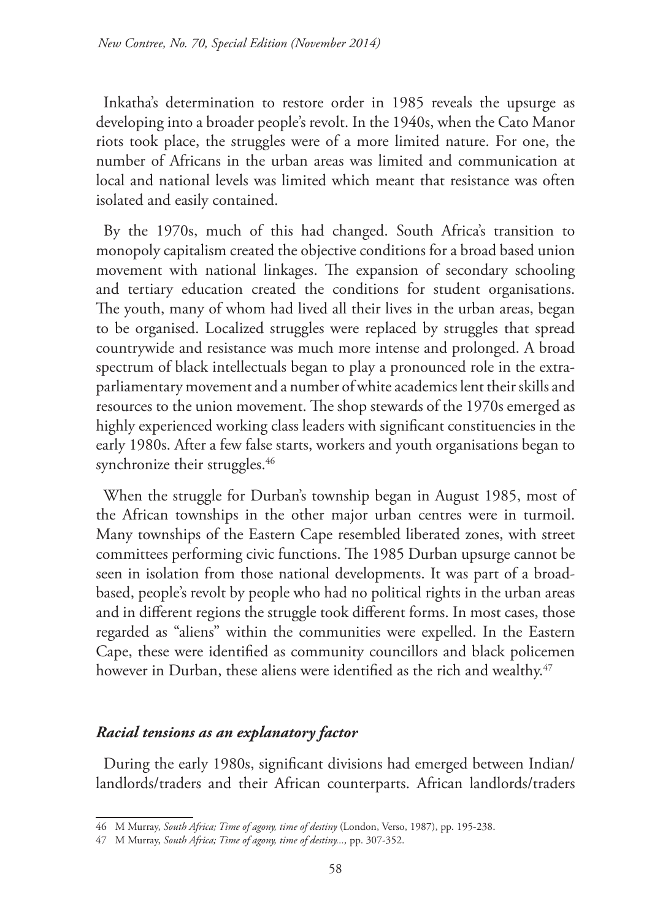Inkatha's determination to restore order in 1985 reveals the upsurge as developing into a broader people's revolt. In the 1940s, when the Cato Manor riots took place, the struggles were of a more limited nature. For one, the number of Africans in the urban areas was limited and communication at local and national levels was limited which meant that resistance was often isolated and easily contained.

By the 1970s, much of this had changed. South Africa's transition to monopoly capitalism created the objective conditions for a broad based union movement with national linkages. The expansion of secondary schooling and tertiary education created the conditions for student organisations. The youth, many of whom had lived all their lives in the urban areas, began to be organised. Localized struggles were replaced by struggles that spread countrywide and resistance was much more intense and prolonged. A broad spectrum of black intellectuals began to play a pronounced role in the extra-parliamentary movement and a number of white academics lent their skills and resources to the union movement. The shop stewards of the 1970s emerged as highly experienced working class leaders with significant constituencies in the early 1980s. After a few false starts, workers and youth organisations began to synchronize their struggles.[46]

When the struggle for Durban's township began in August 1985, most of the African townships in the other major urban centres were in turmoil. Many townships of the Eastern Cape resembled liberated zones, with street committees performing civic functions. The 1985 Durban upsurge cannot be seen in isolation from those national developments. It was part of a broad-based, people's revolt by people who had no political rights in the urban areas and in different regions the struggle took different forms. In most cases, those regarded as "aliens" within the communities were expelled. In the Eastern Cape, these were identified as community councillors and black policemen however in Durban, these aliens were identified as the rich and wealthy.[47]

### *Racial tensions as an explanatory factor*

During the early 1980s, significant divisions had emerged between Indian/landlords/traders and their African counterparts. African landlords/traders

---

46 M Murray, *South Africa; Time of agony, time of destiny* (London, Verso, 1987), pp. 195-238.

47 M Murray, *South Africa; Time of agony, time of destiny...,* pp. 307-352.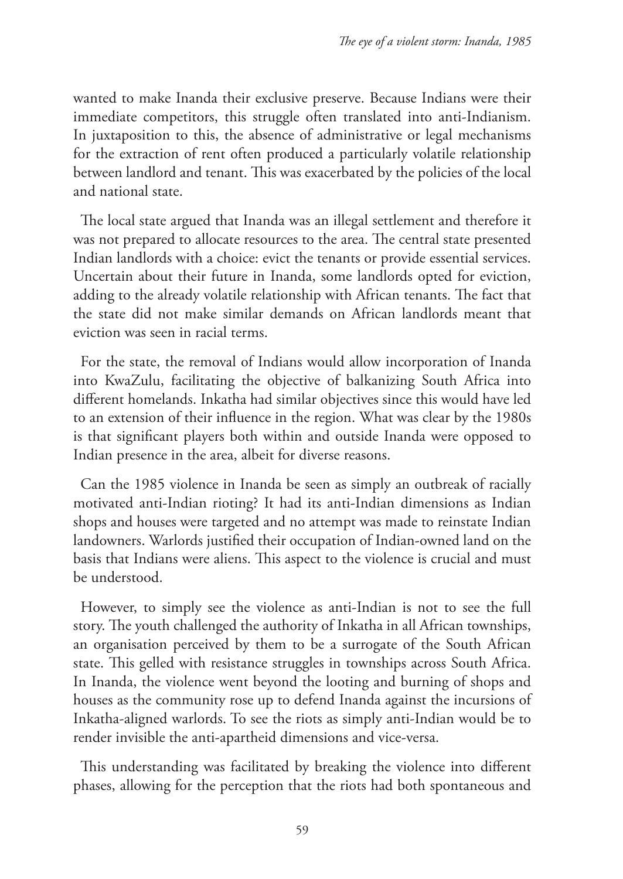wanted to make Inanda their exclusive preserve. Because Indians were their immediate competitors, this struggle often translated into anti-Indianism. In juxtaposition to this, the absence of administrative or legal mechanisms for the extraction of rent often produced a particularly volatile relationship between landlord and tenant. This was exacerbated by the policies of the local and national state.

The local state argued that Inanda was an illegal settlement and therefore it was not prepared to allocate resources to the area. The central state presented Indian landlords with a choice: evict the tenants or provide essential services. Uncertain about their future in Inanda, some landlords opted for eviction, adding to the already volatile relationship with African tenants. The fact that the state did not make similar demands on African landlords meant that eviction was seen in racial terms.

For the state, the removal of Indians would allow incorporation of Inanda into KwaZulu, facilitating the objective of balkanizing South Africa into different homelands. Inkatha had similar objectives since this would have led to an extension of their influence in the region. What was clear by the 1980s is that significant players both within and outside Inanda were opposed to Indian presence in the area, albeit for diverse reasons.

Can the 1985 violence in Inanda be seen as simply an outbreak of racially motivated anti-Indian rioting? It had its anti-Indian dimensions as Indian shops and houses were targeted and no attempt was made to reinstate Indian landowners. Warlords justified their occupation of Indian-owned land on the basis that Indians were aliens. This aspect to the violence is crucial and must be understood.

However, to simply see the violence as anti-Indian is not to see the full story. The youth challenged the authority of Inkatha in all African townships, an organisation perceived by them to be a surrogate of the South African state. This gelled with resistance struggles in townships across South Africa. In Inanda, the violence went beyond the looting and burning of shops and houses as the community rose up to defend Inanda against the incursions of Inkatha-aligned warlords. To see the riots as simply anti-Indian would be to render invisible the anti-apartheid dimensions and vice-versa.

This understanding was facilitated by breaking the violence into different phases, allowing for the perception that the riots had both spontaneous and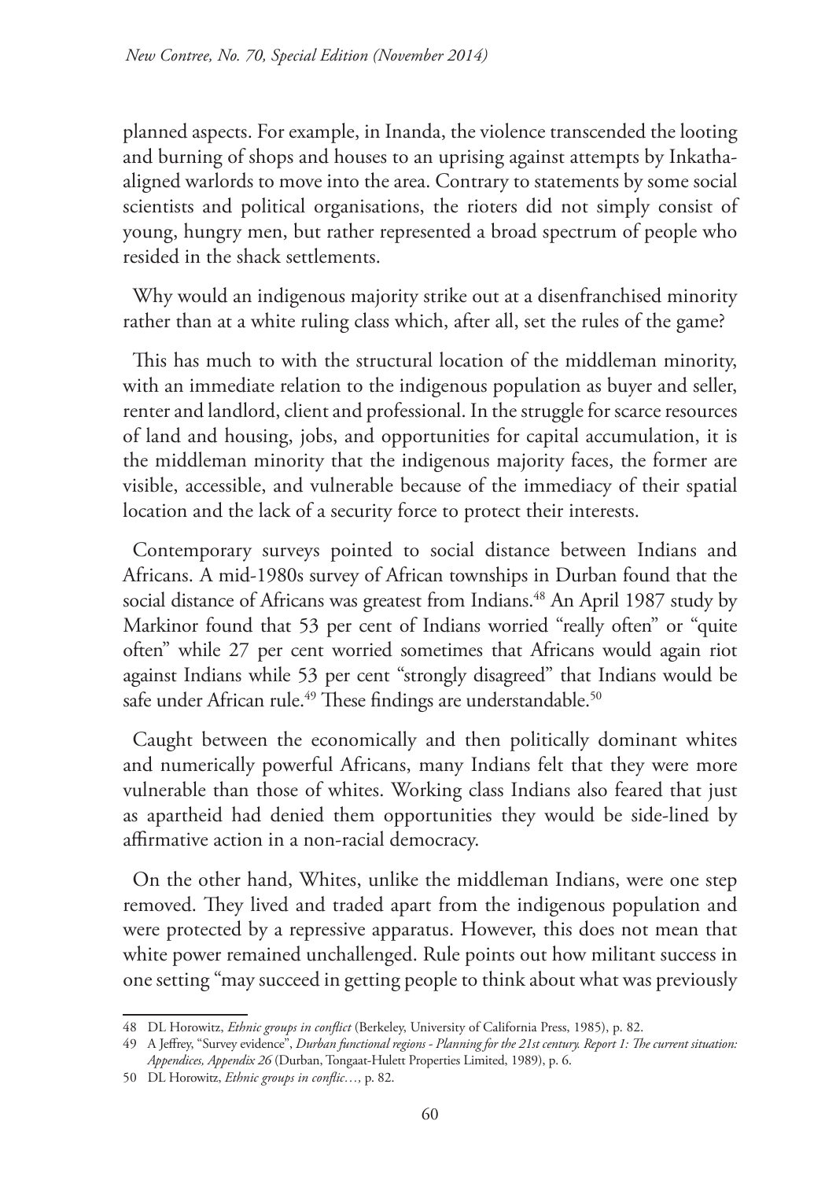planned aspects. For example, in Inanda, the violence transcended the looting and burning of shops and houses to an uprising against attempts by Inkatha-aligned warlords to move into the area. Contrary to statements by some social scientists and political organisations, the rioters did not simply consist of young, hungry men, but rather represented a broad spectrum of people who resided in the shack settlements.

Why would an indigenous majority strike out at a disenfranchised minority rather than at a white ruling class which, after all, set the rules of the game?

This has much to with the structural location of the middleman minority, with an immediate relation to the indigenous population as buyer and seller, renter and landlord, client and professional. In the struggle for scarce resources of land and housing, jobs, and opportunities for capital accumulation, it is the middleman minority that the indigenous majority faces, the former are visible, accessible, and vulnerable because of the immediacy of their spatial location and the lack of a security force to protect their interests.

Contemporary surveys pointed to social distance between Indians and Africans. A mid-1980s survey of African townships in Durban found that the social distance of Africans was greatest from Indians.[48] An April 1987 study by Markinor found that 53 per cent of Indians worried "really often" or "quite often" while 27 per cent worried sometimes that Africans would again riot against Indians while 53 per cent "strongly disagreed" that Indians would be safe under African rule.[49] These findings are understandable.[50]

Caught between the economically and then politically dominant whites and numerically powerful Africans, many Indians felt that they were more vulnerable than those of whites. Working class Indians also feared that just as apartheid had denied them opportunities they would be side-lined by affirmative action in a non-racial democracy.

On the other hand, Whites, unlike the middleman Indians, were one step removed. They lived and traded apart from the indigenous population and were protected by a repressive apparatus. However, this does not mean that white power remained unchallenged. Rule points out how militant success in one setting "may succeed in getting people to think about what was previously

---

48 DL Horowitz, *Ethnic groups in conflict* (Berkeley, University of California Press, 1985), p. 82.

49 A Jeffrey, "Survey evidence", *Durban functional regions - Planning for the 21st century. Report 1: The current situation: Appendices, Appendix 26* (Durban, Tongaat-Hulett Properties Limited, 1989), p. 6.

50 DL Horowitz, *Ethnic groups in conflic…,* p. 82.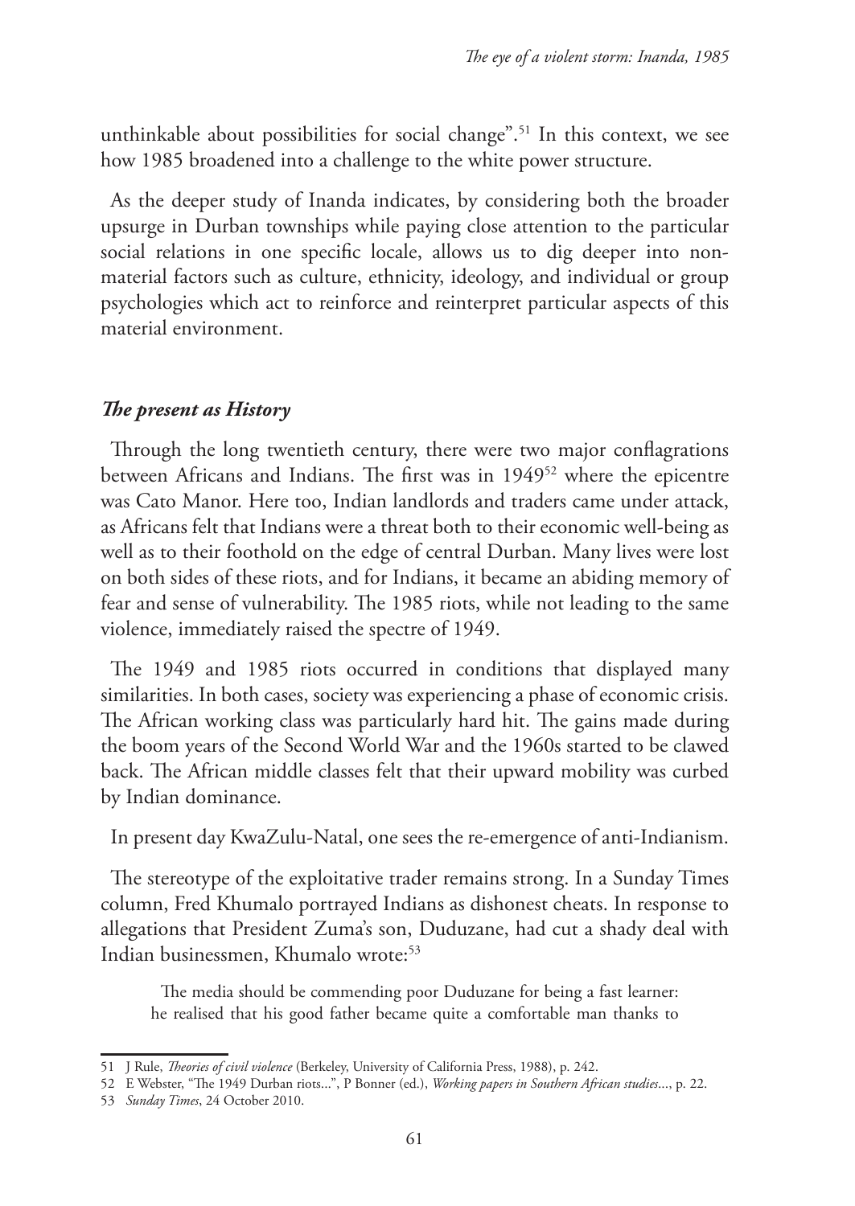unthinkable about possibilities for social change".[51] In this context, we see how 1985 broadened into a challenge to the white power structure.

As the deeper study of Inanda indicates, by considering both the broader upsurge in Durban townships while paying close attention to the particular social relations in one specific locale, allows us to dig deeper into non-material factors such as culture, ethnicity, ideology, and individual or group psychologies which act to reinforce and reinterpret particular aspects of this material environment.

## *The present as History*

Through the long twentieth century, there were two major conflagrations between Africans and Indians. The first was in 1949[52] where the epicentre was Cato Manor. Here too, Indian landlords and traders came under attack, as Africans felt that Indians were a threat both to their economic well-being as well as to their foothold on the edge of central Durban. Many lives were lost on both sides of these riots, and for Indians, it became an abiding memory of fear and sense of vulnerability. The 1985 riots, while not leading to the same violence, immediately raised the spectre of 1949.

The 1949 and 1985 riots occurred in conditions that displayed many similarities. In both cases, society was experiencing a phase of economic crisis. The African working class was particularly hard hit. The gains made during the boom years of the Second World War and the 1960s started to be clawed back. The African middle classes felt that their upward mobility was curbed by Indian dominance.

In present day KwaZulu-Natal, one sees the re-emergence of anti-Indianism.

The stereotype of the exploitative trader remains strong. In a Sunday Times column, Fred Khumalo portrayed Indians as dishonest cheats. In response to allegations that President Zuma's son, Duduzane, had cut a shady deal with Indian businessmen, Khumalo wrote:[53]

> The media should be commending poor Duduzane for being a fast learner: he realised that his good father became quite a comfortable man thanks to

---

51 J Rule, *Theories of civil violence* (Berkeley, University of California Press, 1988), p. 242.

52 E Webster, "The 1949 Durban riots...", P Bonner (ed.), *Working papers in Southern African studies*..., p. 22.

53 *Sunday Times*, 24 October 2010.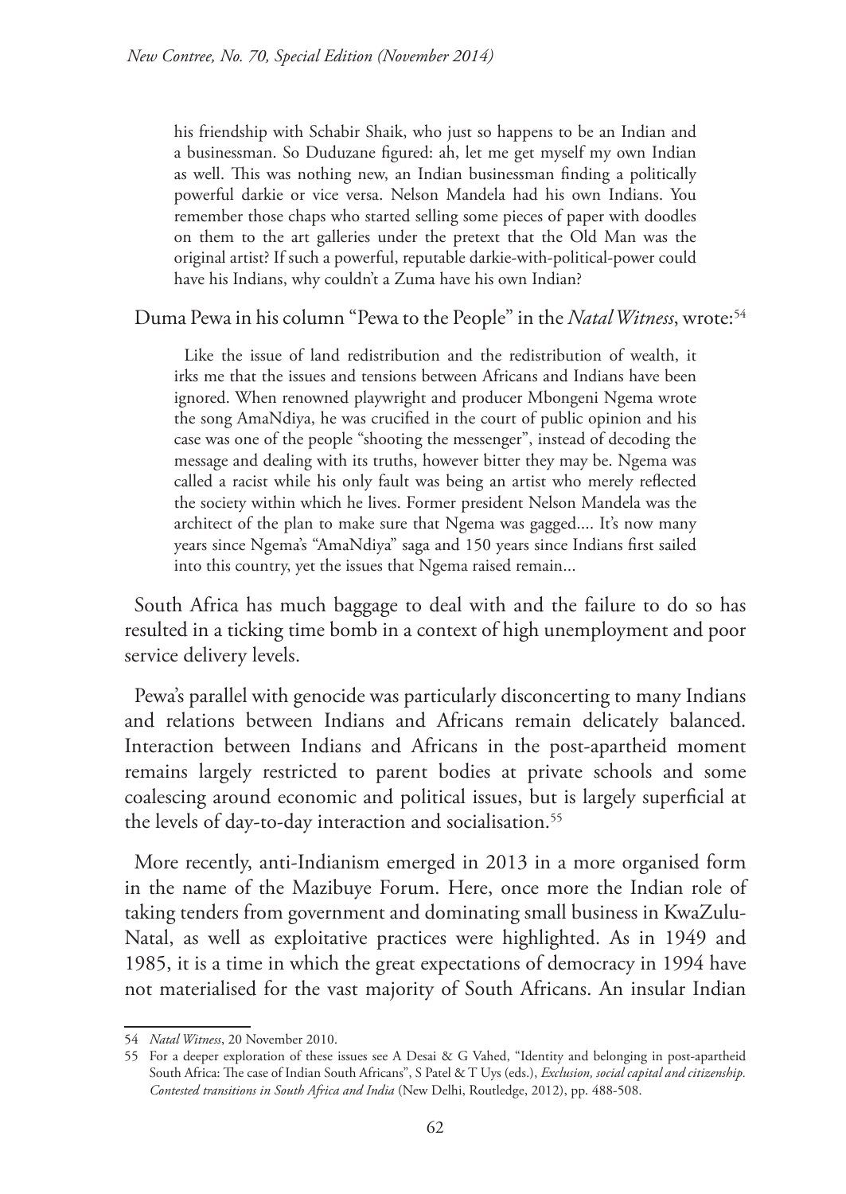> his friendship with Schabir Shaik, who just so happens to be an Indian and a businessman. So Duduzane figured: ah, let me get myself my own Indian as well. This was nothing new, an Indian businessman finding a politically powerful darkie or vice versa. Nelson Mandela had his own Indians. You remember those chaps who started selling some pieces of paper with doodles on them to the art galleries under the pretext that the Old Man was the original artist? If such a powerful, reputable darkie-with-political-power could have his Indians, why couldn't a Zuma have his own Indian?

Duma Pewa in his column "Pewa to the People" in the *Natal Witness*, wrote:[54]

> Like the issue of land redistribution and the redistribution of wealth, it irks me that the issues and tensions between Africans and Indians have been ignored. When renowned playwright and producer Mbongeni Ngema wrote the song AmaNdiya, he was crucified in the court of public opinion and his case was one of the people "shooting the messenger", instead of decoding the message and dealing with its truths, however bitter they may be. Ngema was called a racist while his only fault was being an artist who merely reflected the society within which he lives. Former president Nelson Mandela was the architect of the plan to make sure that Ngema was gagged.... It's now many years since Ngema's "AmaNdiya" saga and 150 years since Indians first sailed into this country, yet the issues that Ngema raised remain...

South Africa has much baggage to deal with and the failure to do so has resulted in a ticking time bomb in a context of high unemployment and poor service delivery levels.

Pewa's parallel with genocide was particularly disconcerting to many Indians and relations between Indians and Africans remain delicately balanced. Interaction between Indians and Africans in the post-apartheid moment remains largely restricted to parent bodies at private schools and some coalescing around economic and political issues, but is largely superficial at the levels of day-to-day interaction and socialisation.[55]

More recently, anti-Indianism emerged in 2013 in a more organised form in the name of the Mazibuye Forum. Here, once more the Indian role of taking tenders from government and dominating small business in KwaZulu-Natal, as well as exploitative practices were highlighted. As in 1949 and 1985, it is a time in which the great expectations of democracy in 1994 have not materialised for the vast majority of South Africans. An insular Indian

---

54 *Natal Witness*, 20 November 2010.

55 For a deeper exploration of these issues see A Desai & G Vahed, "Identity and belonging in post-apartheid South Africa: The case of Indian South Africans", S Patel & T Uys (eds.), *Exclusion, social capital and citizenship. Contested transitions in South Africa and India* (New Delhi, Routledge, 2012), pp. 488-508.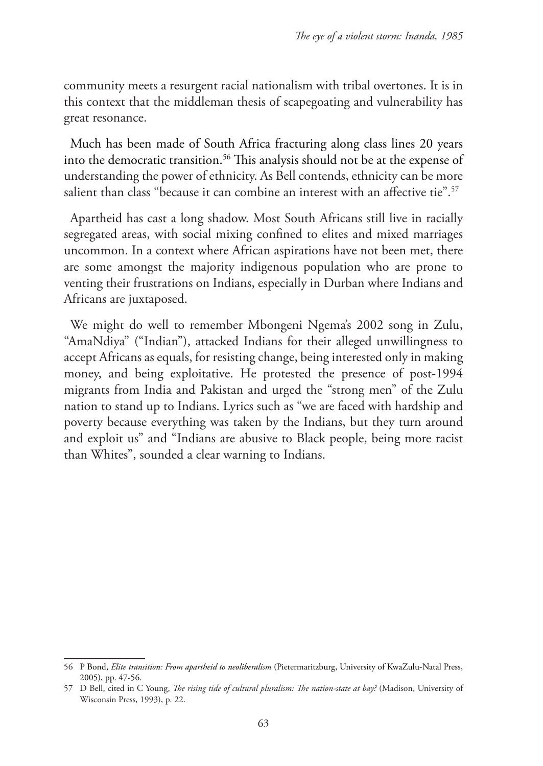community meets a resurgent racial nationalism with tribal overtones. It is in this context that the middleman thesis of scapegoating and vulnerability has great resonance.

Much has been made of South Africa fracturing along class lines 20 years into the democratic transition.[56] This analysis should not be at the expense of understanding the power of ethnicity. As Bell contends, ethnicity can be more salient than class "because it can combine an interest with an affective tie".[57]

Apartheid has cast a long shadow. Most South Africans still live in racially segregated areas, with social mixing confined to elites and mixed marriages uncommon. In a context where African aspirations have not been met, there are some amongst the majority indigenous population who are prone to venting their frustrations on Indians, especially in Durban where Indians and Africans are juxtaposed.

We might do well to remember Mbongeni Ngema's 2002 song in Zulu, "AmaNdiya" ("Indian"), attacked Indians for their alleged unwillingness to accept Africans as equals, for resisting change, being interested only in making money, and being exploitative. He protested the presence of post-1994 migrants from India and Pakistan and urged the "strong men" of the Zulu nation to stand up to Indians. Lyrics such as "we are faced with hardship and poverty because everything was taken by the Indians, but they turn around and exploit us" and "Indians are abusive to Black people, being more racist than Whites", sounded a clear warning to Indians.

---

56 P Bond, *Elite transition: From apartheid to neoliberalism* (Pietermaritzburg, University of KwaZulu-Natal Press, 2005), pp. 47-56.

57 D Bell, cited in C Young, *The rising tide of cultural pluralism: The nation-state at bay?* (Madison, University of Wisconsin Press, 1993), p. 22.